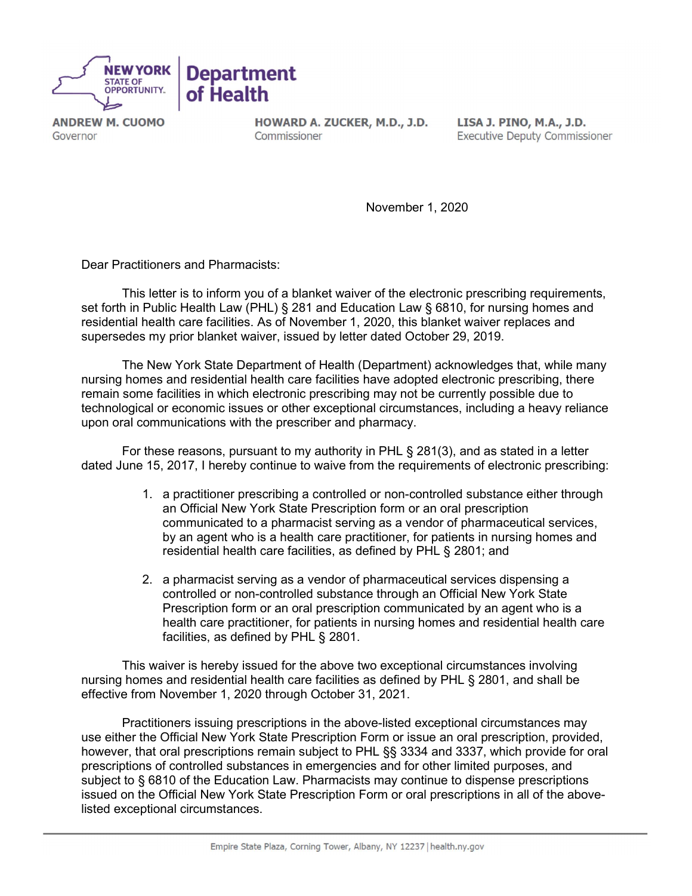**NEW YORK STATE OF OPPORTUNITY.** | **Department of Health**

**ANDREW M. CUOMO**
Governor

**HOWARD A. ZUCKER, M.D., J.D.**
Commissioner

**LISA J. PINO, M.A., J.D.**
Executive Deputy Commissioner

November 1, 2020

Dear Practitioners and Pharmacists:

This letter is to inform you of a blanket waiver of the electronic prescribing requirements, set forth in Public Health Law (PHL) § 281 and Education Law § 6810, for nursing homes and residential health care facilities. As of November 1, 2020, this blanket waiver replaces and supersedes my prior blanket waiver, issued by letter dated October 29, 2019.

The New York State Department of Health (Department) acknowledges that, while many nursing homes and residential health care facilities have adopted electronic prescribing, there remain some facilities in which electronic prescribing may not be currently possible due to technological or economic issues or other exceptional circumstances, including a heavy reliance upon oral communications with the prescriber and pharmacy.

For these reasons, pursuant to my authority in PHL § 281(3), and as stated in a letter dated June 15, 2017, I hereby continue to waive from the requirements of electronic prescribing:

1. a practitioner prescribing a controlled or non-controlled substance either through an Official New York State Prescription form or an oral prescription communicated to a pharmacist serving as a vendor of pharmaceutical services, by an agent who is a health care practitioner, for patients in nursing homes and residential health care facilities, as defined by PHL § 2801; and

2. a pharmacist serving as a vendor of pharmaceutical services dispensing a controlled or non-controlled substance through an Official New York State Prescription form or an oral prescription communicated by an agent who is a health care practitioner, for patients in nursing homes and residential health care facilities, as defined by PHL § 2801.

This waiver is hereby issued for the above two exceptional circumstances involving nursing homes and residential health care facilities as defined by PHL § 2801, and shall be effective from November 1, 2020 through October 31, 2021.

Practitioners issuing prescriptions in the above-listed exceptional circumstances may use either the Official New York State Prescription Form or issue an oral prescription, provided, however, that oral prescriptions remain subject to PHL §§ 3334 and 3337, which provide for oral prescriptions of controlled substances in emergencies and for other limited purposes, and subject to § 6810 of the Education Law. Pharmacists may continue to dispense prescriptions issued on the Official New York State Prescription Form or oral prescriptions in all of the above-listed exceptional circumstances.

Empire State Plaza, Corning Tower, Albany, NY 12237 | health.ny.gov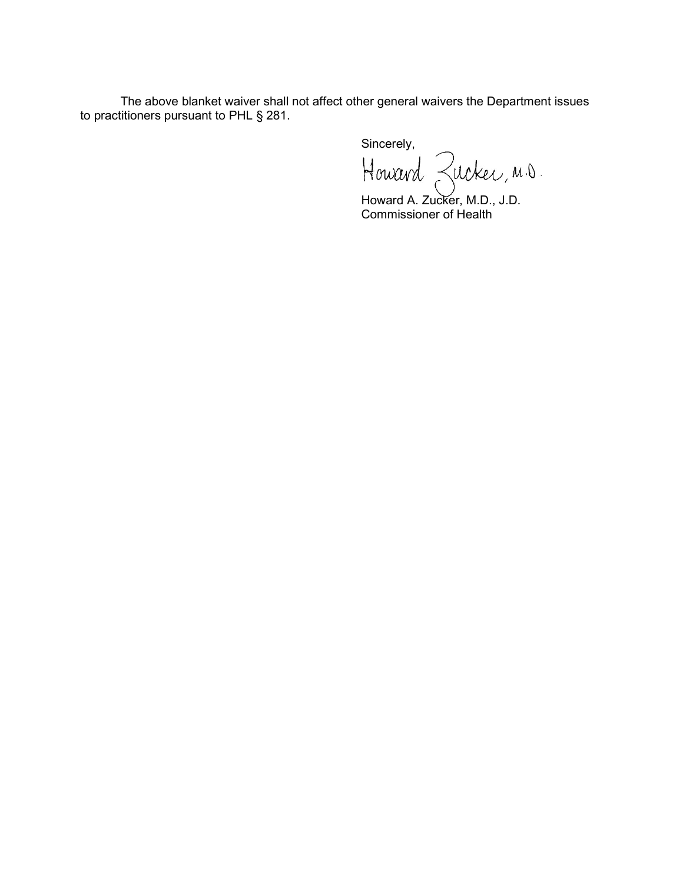The above blanket waiver shall not affect other general waivers the Department issues to practitioners pursuant to PHL § 281.

Sincerely,

Howard Zucker, M.D.

Howard A. Zucker, M.D., J.D.
Commissioner of Health